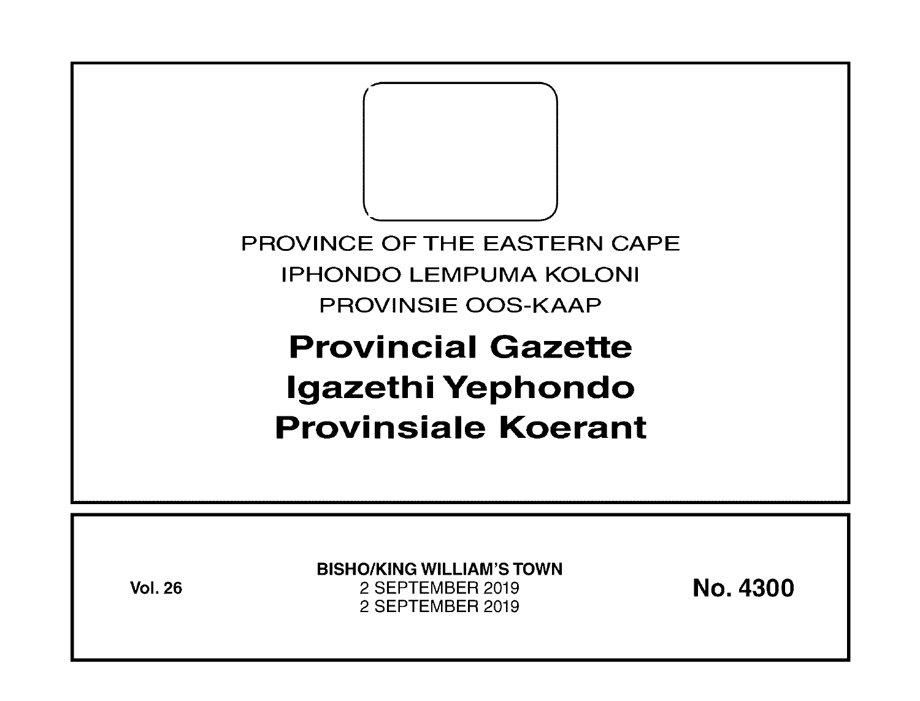PROVINCE OF THE EASTERN CAPE

IPHONDO LEMPUMA KOLONI

PROVINSIE OOS-KAAP

# Provincial Gazette
# Igazethi Yephondo
# Provinsiale Koerant

**Vol. 26**

**BISHO/KING WILLIAM'S TOWN**
2 SEPTEMBER 2019
2 SEPTEMBER 2019

**No. 4300**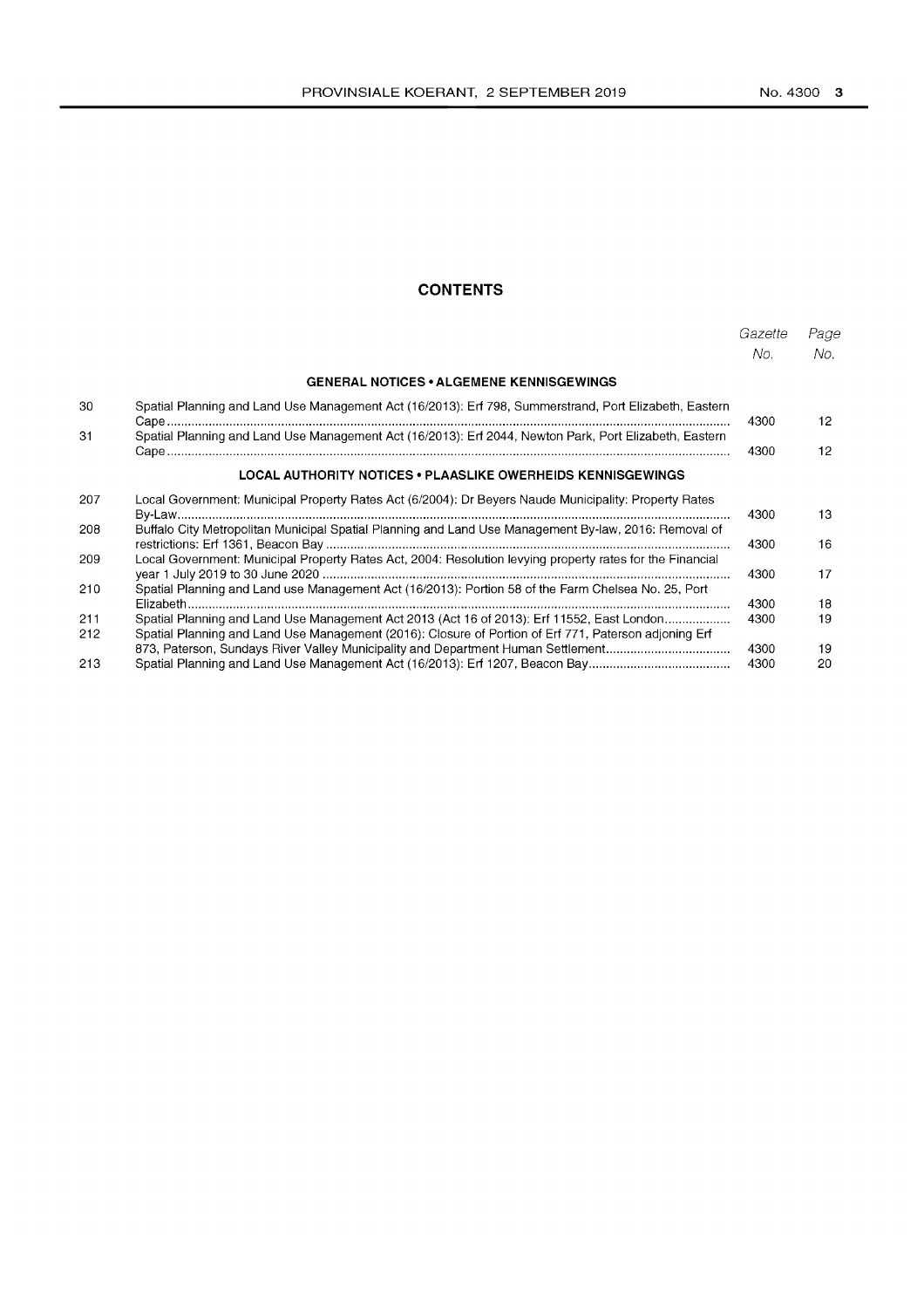# CONTENTS

| | | Gazette No. | Page No. |
|---|---|---|---|
| | **GENERAL NOTICES • ALGEMENE KENNISGEWINGS** | | |
| 30 | Spatial Planning and Land Use Management Act (16/2013): Erf 798, Summerstrand, Port Elizabeth, Eastern Cape | 4300 | 12 |
| 31 | Spatial Planning and Land Use Management Act (16/2013): Erf 2044, Newton Park, Port Elizabeth, Eastern Cape | 4300 | 12 |
| | **LOCAL AUTHORITY NOTICES • PLAASLIKE OWERHEIDS KENNISGEWINGS** | | |
| 207 | Local Government: Municipal Property Rates Act (6/2004): Dr Beyers Naude Municipality: Property Rates By-Law | 4300 | 13 |
| 208 | Buffalo City Metropolitan Municipal Spatial Planning and Land Use Management By-law, 2016: Removal of restrictions: Erf 1361, Beacon Bay | 4300 | 16 |
| 209 | Local Government: Municipal Property Rates Act, 2004: Resolution levying property rates for the Financial year 1 July 2019 to 30 June 2020 | 4300 | 17 |
| 210 | Spatial Planning and Land use Management Act (16/2013): Portion 58 of the Farm Chelsea No. 25, Port Elizabeth | 4300 | 18 |
| 211 | Spatial Planning and Land Use Management Act 2013 (Act 16 of 2013): Erf 11552, East London | 4300 | 19 |
| 212 | Spatial Planning and Land Use Management (2016): Closure of Portion of Erf 771, Paterson adjoining Erf 873, Paterson, Sundays River Valley Municipality and Department Human Settlement | 4300 | 19 |
| 213 | Spatial Planning and Land Use Management Act (16/2013): Erf 1207, Beacon Bay | 4300 | 20 |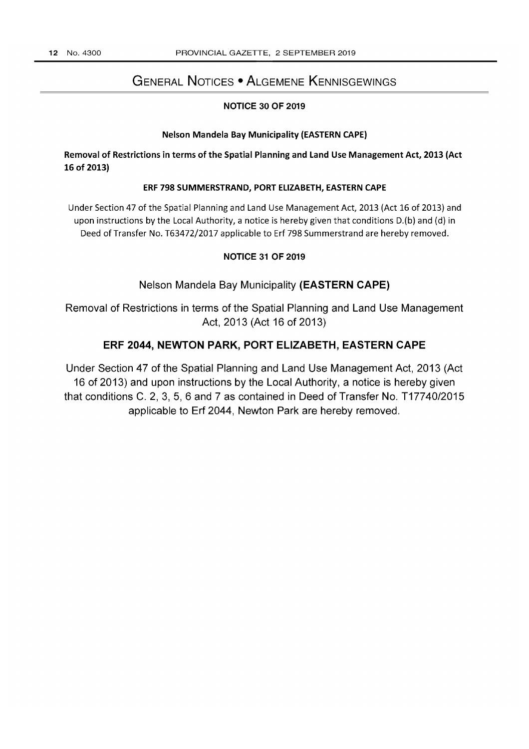# General Notices • Algemene Kennisgewings

## NOTICE 30 OF 2019

**Nelson Mandela Bay Municipality (EASTERN CAPE)**

**Removal of Restrictions in terms of the Spatial Planning and Land Use Management Act, 2013 (Act 16 of 2013)**

**ERF 798 SUMMERSTRAND, PORT ELIZABETH, EASTERN CAPE**

Under Section 47 of the Spatial Planning and Land Use Management Act, 2013 (Act 16 of 2013) and upon instructions by the Local Authority, a notice is hereby given that conditions D.(b) and (d) in Deed of Transfer No. T63472/2017 applicable to Erf 798 Summerstrand are hereby removed.

## NOTICE 31 OF 2019

Nelson Mandela Bay Municipality **(EASTERN CAPE)**

Removal of Restrictions in terms of the Spatial Planning and Land Use Management Act, 2013 (Act 16 of 2013)

**ERF 2044, NEWTON PARK, PORT ELIZABETH, EASTERN CAPE**

Under Section 47 of the Spatial Planning and Land Use Management Act, 2013 (Act 16 of 2013) and upon instructions by the Local Authority, a notice is hereby given that conditions C. 2, 3, 5, 6 and 7 as contained in Deed of Transfer No. T17740/2015 applicable to Erf 2044, Newton Park are hereby removed.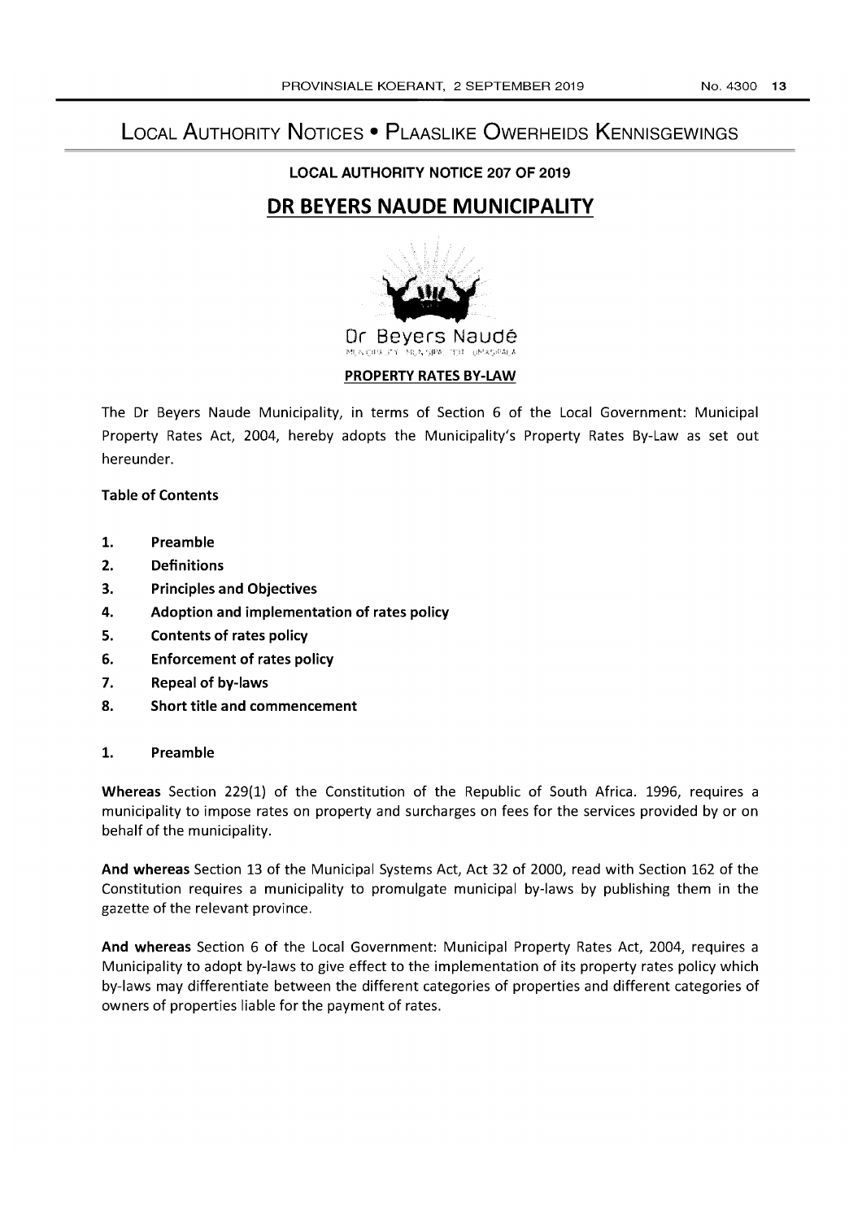# LOCAL AUTHORITY NOTICES • PLAASLIKE OWERHEIDS KENNISGEWINGS

## LOCAL AUTHORITY NOTICE 207 OF 2019

## DR BEYERS NAUDE MUNICIPALITY

Dr Beyers Naudé

**PROPERTY RATES BY-LAW**

The Dr Beyers Naude Municipality, in terms of Section 6 of the Local Government: Municipal Property Rates Act, 2004, hereby adopts the Municipality's Property Rates By-Law as set out hereunder.

**Table of Contents**

1. **Preamble**
2. **Definitions**
3. **Principles and Objectives**
4. **Adoption and implementation of rates policy**
5. **Contents of rates policy**
6. **Enforcement of rates policy**
7. **Repeal of by-laws**
8. **Short title and commencement**

### 1. Preamble

**Whereas** Section 229(1) of the Constitution of the Republic of South Africa. 1996, requires a municipality to impose rates on property and surcharges on fees for the services provided by or on behalf of the municipality.

**And whereas** Section 13 of the Municipal Systems Act, Act 32 of 2000, read with Section 162 of the Constitution requires a municipality to promulgate municipal by-laws by publishing them in the gazette of the relevant province.

**And whereas** Section 6 of the Local Government: Municipal Property Rates Act, 2004, requires a Municipality to adopt by-laws to give effect to the implementation of its property rates policy which by-laws may differentiate between the different categories of properties and different categories of owners of properties liable for the payment of rates.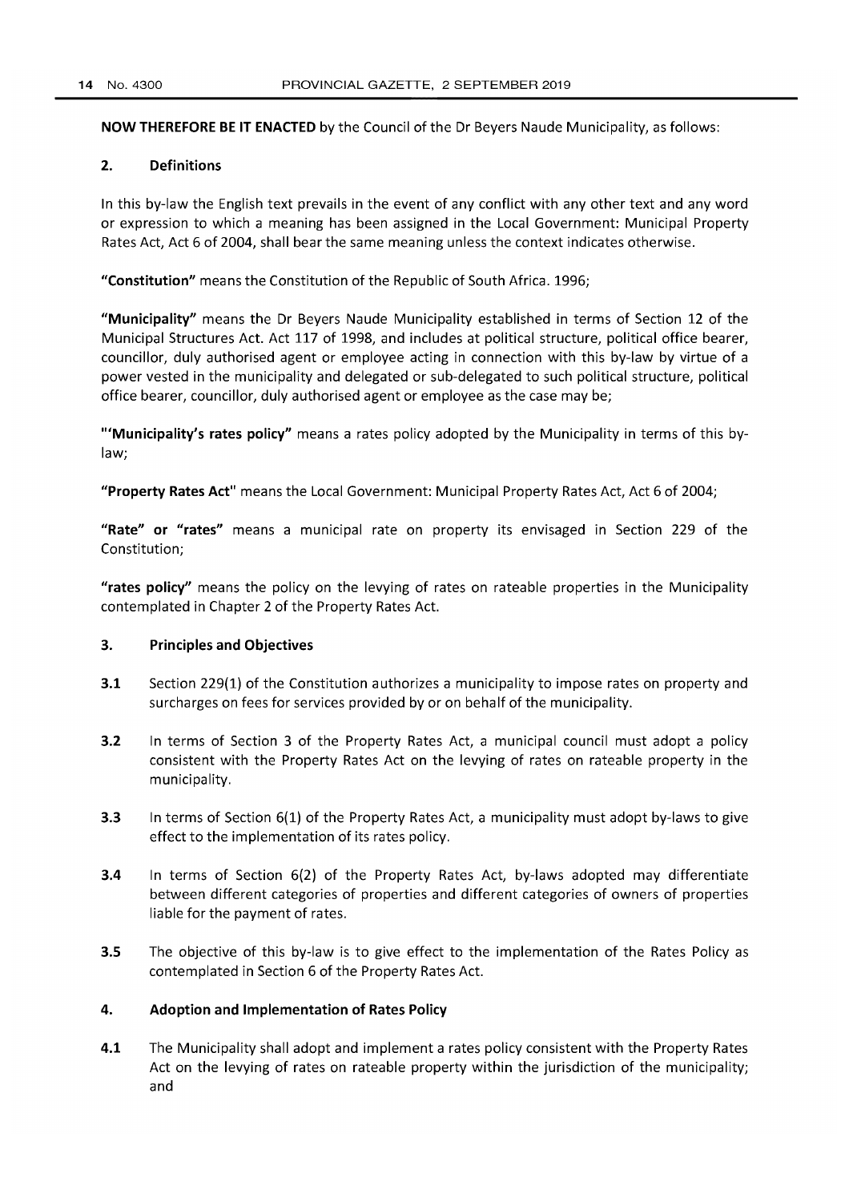**NOW THEREFORE BE IT ENACTED** by the Council of the Dr Beyers Naude Municipality, as follows:

## 2. Definitions

In this by-law the English text prevails in the event of any conflict with any other text and any word or expression to which a meaning has been assigned in the Local Government: Municipal Property Rates Act, Act 6 of 2004, shall bear the same meaning unless the context indicates otherwise.

**"Constitution"** means the Constitution of the Republic of South Africa. 1996;

**"Municipality"** means the Dr Beyers Naude Municipality established in terms of Section 12 of the Municipal Structures Act. Act 117 of 1998, and includes at political structure, political office bearer, councillor, duly authorised agent or employee acting in connection with this by-law by virtue of a power vested in the municipality and delegated or sub-delegated to such political structure, political office bearer, councillor, duly authorised agent or employee as the case may be;

**"'Municipality's rates policy"** means a rates policy adopted by the Municipality in terms of this by-law;

**"Property Rates Act"** means the Local Government: Municipal Property Rates Act, Act 6 of 2004;

**"Rate" or "rates"** means a municipal rate on property its envisaged in Section 229 of the Constitution;

**"rates policy"** means the policy on the levying of rates on rateable properties in the Municipality contemplated in Chapter 2 of the Property Rates Act.

## 3. Principles and Objectives

**3.1** Section 229(1) of the Constitution authorizes a municipality to impose rates on property and surcharges on fees for services provided by or on behalf of the municipality.

**3.2** In terms of Section 3 of the Property Rates Act, a municipal council must adopt a policy consistent with the Property Rates Act on the levying of rates on rateable property in the municipality.

**3.3** In terms of Section 6(1) of the Property Rates Act, a municipality must adopt by-laws to give effect to the implementation of its rates policy.

**3.4** In terms of Section 6(2) of the Property Rates Act, by-laws adopted may differentiate between different categories of properties and different categories of owners of properties liable for the payment of rates.

**3.5** The objective of this by-law is to give effect to the implementation of the Rates Policy as contemplated in Section 6 of the Property Rates Act.

## 4. Adoption and Implementation of Rates Policy

**4.1** The Municipality shall adopt and implement a rates policy consistent with the Property Rates Act on the levying of rates on rateable property within the jurisdiction of the municipality; and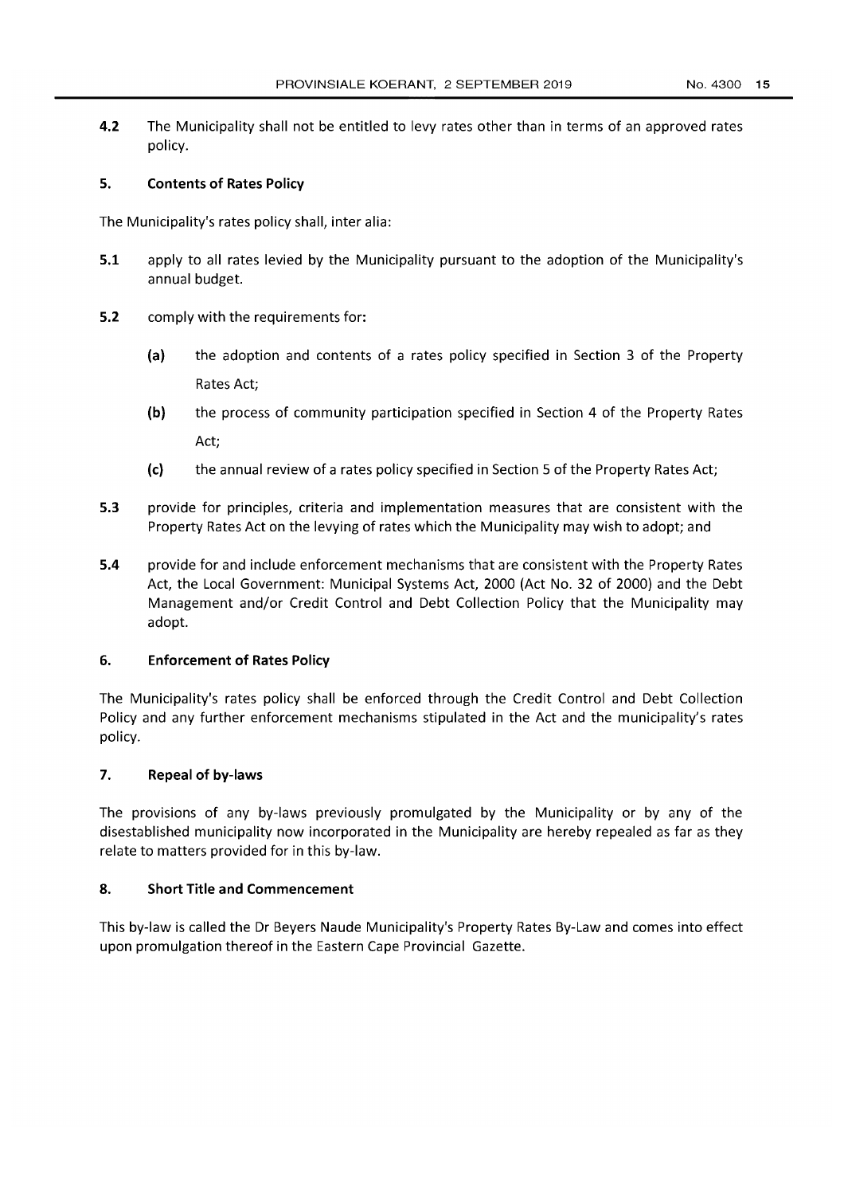**4.2** The Municipality shall not be entitled to levy rates other than in terms of an approved rates policy.

## 5. Contents of Rates Policy

The Municipality's rates policy shall, inter alia:

**5.1** apply to all rates levied by the Municipality pursuant to the adoption of the Municipality's annual budget.

**5.2** comply with the requirements for:

- **(a)** the adoption and contents of a rates policy specified in Section 3 of the Property Rates Act;
- **(b)** the process of community participation specified in Section 4 of the Property Rates Act;
- **(c)** the annual review of a rates policy specified in Section 5 of the Property Rates Act;

**5.3** provide for principles, criteria and implementation measures that are consistent with the Property Rates Act on the levying of rates which the Municipality may wish to adopt; and

**5.4** provide for and include enforcement mechanisms that are consistent with the Property Rates Act, the Local Government: Municipal Systems Act, 2000 (Act No. 32 of 2000) and the Debt Management and/or Credit Control and Debt Collection Policy that the Municipality may adopt.

## 6. Enforcement of Rates Policy

The Municipality's rates policy shall be enforced through the Credit Control and Debt Collection Policy and any further enforcement mechanisms stipulated in the Act and the municipality's rates policy.

## 7. Repeal of by-laws

The provisions of any by-laws previously promulgated by the Municipality or by any of the disestablished municipality now incorporated in the Municipality are hereby repealed as far as they relate to matters provided for in this by-law.

## 8. Short Title and Commencement

This by-law is called the Dr Beyers Naude Municipality's Property Rates By-Law and comes into effect upon promulgation thereof in the Eastern Cape Provincial Gazette.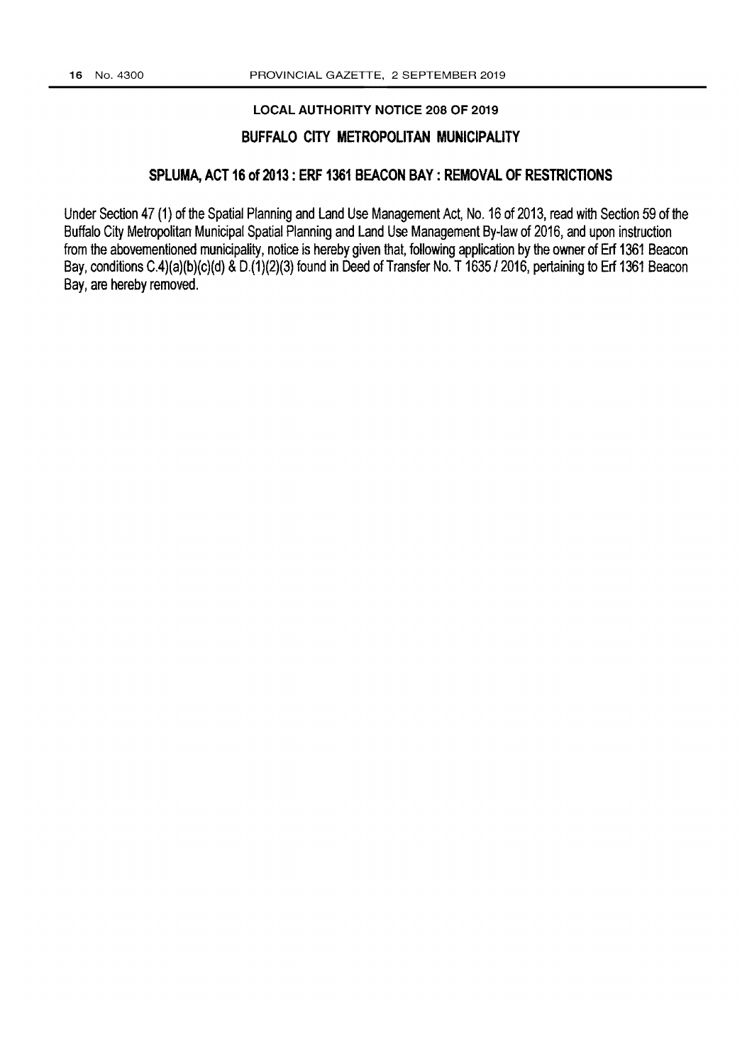## LOCAL AUTHORITY NOTICE 208 OF 2019

## BUFFALO CITY METROPOLITAN MUNICIPALITY

### SPLUMA, ACT 16 of 2013 : ERF 1361 BEACON BAY : REMOVAL OF RESTRICTIONS

Under Section 47 (1) of the Spatial Planning and Land Use Management Act, No. 16 of 2013, read with Section 59 of the Buffalo City Metropolitan Municipal Spatial Planning and Land Use Management By-law of 2016, and upon instruction from the abovementioned municipality, notice is hereby given that, following application by the owner of Erf 1361 Beacon Bay, conditions C.4)(a)(b)(c)(d) & D.(1)(2)(3) found in Deed of Transfer No. T 1635 / 2016, pertaining to Erf 1361 Beacon Bay, are hereby removed.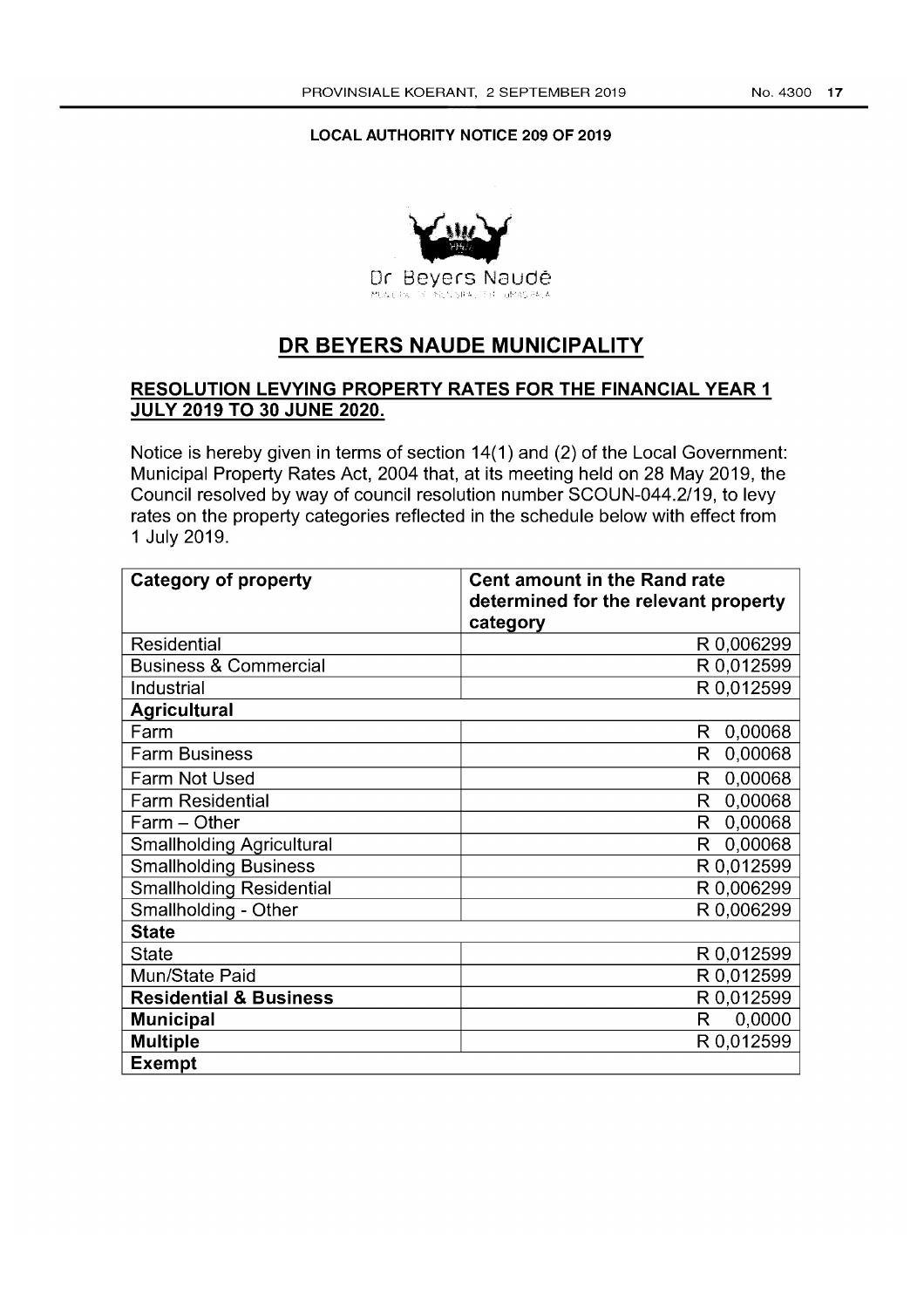**LOCAL AUTHORITY NOTICE 209 OF 2019**

Dr Beyers Naudé

# DR BEYERS NAUDE MUNICIPALITY

## RESOLUTION LEVYING PROPERTY RATES FOR THE FINANCIAL YEAR 1 JULY 2019 TO 30 JUNE 2020.

Notice is hereby given in terms of section 14(1) and (2) of the Local Government: Municipal Property Rates Act, 2004 that, at its meeting held on 28 May 2019, the Council resolved by way of council resolution number SCOUN-044.2/19, to levy rates on the property categories reflected in the schedule below with effect from 1 July 2019.

| Category of property | Cent amount in the Rand rate determined for the relevant property category |
|---|---|
| Residential | R 0,006299 |
| Business & Commercial | R 0,012599 |
| Industrial | R 0,012599 |
| **Agricultural** | |
| Farm | R 0,00068 |
| Farm Business | R 0,00068 |
| Farm Not Used | R 0,00068 |
| Farm Residential | R 0,00068 |
| Farm – Other | R 0,00068 |
| Smallholding Agricultural | R 0,00068 |
| Smallholding Business | R 0,012599 |
| Smallholding Residential | R 0,006299 |
| Smallholding - Other | R 0,006299 |
| **State** | |
| State | R 0,012599 |
| Mun/State Paid | R 0,012599 |
| **Residential & Business** | R 0,012599 |
| **Municipal** | R 0,0000 |
| **Multiple** | R 0,012599 |
| **Exempt** | |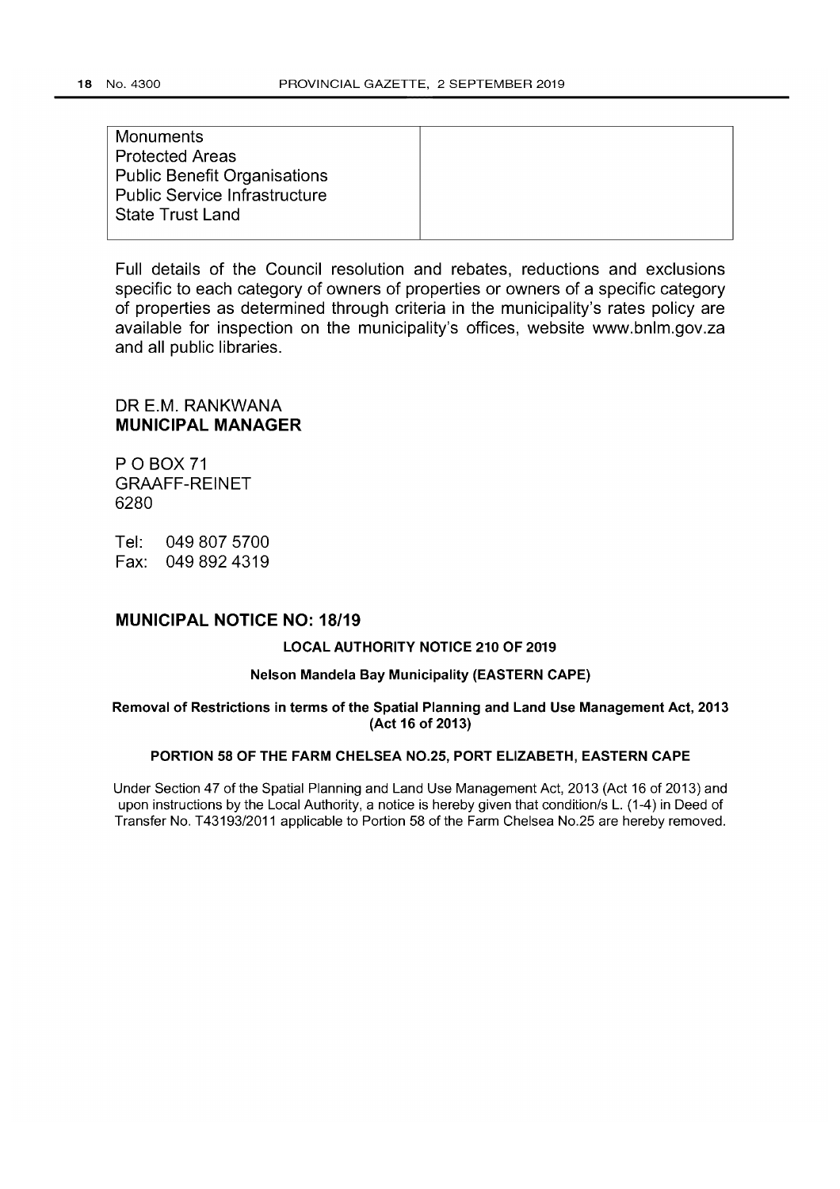| Monuments<br>Protected Areas<br>Public Benefit Organisations<br>Public Service Infrastructure<br>State Trust Land | |
|---|---|

Full details of the Council resolution and rebates, reductions and exclusions specific to each category of owners of properties or owners of a specific category of properties as determined through criteria in the municipality's rates policy are available for inspection on the municipality's offices, website www.bnlm.gov.za and all public libraries.

DR E.M. RANKWANA
**MUNICIPAL MANAGER**

P O BOX 71
GRAAFF-REINET
6280

Tel: 049 807 5700
Fax: 049 892 4319

## MUNICIPAL NOTICE NO: 18/19

### LOCAL AUTHORITY NOTICE 210 OF 2019

**Nelson Mandela Bay Municipality (EASTERN CAPE)**

**Removal of Restrictions in terms of the Spatial Planning and Land Use Management Act, 2013 (Act 16 of 2013)**

**PORTION 58 OF THE FARM CHELSEA NO.25, PORT ELIZABETH, EASTERN CAPE**

Under Section 47 of the Spatial Planning and Land Use Management Act, 2013 (Act 16 of 2013) and upon instructions by the Local Authority, a notice is hereby given that condition/s L. (1-4) in Deed of Transfer No. T43193/2011 applicable to Portion 58 of the Farm Chelsea No.25 are hereby removed.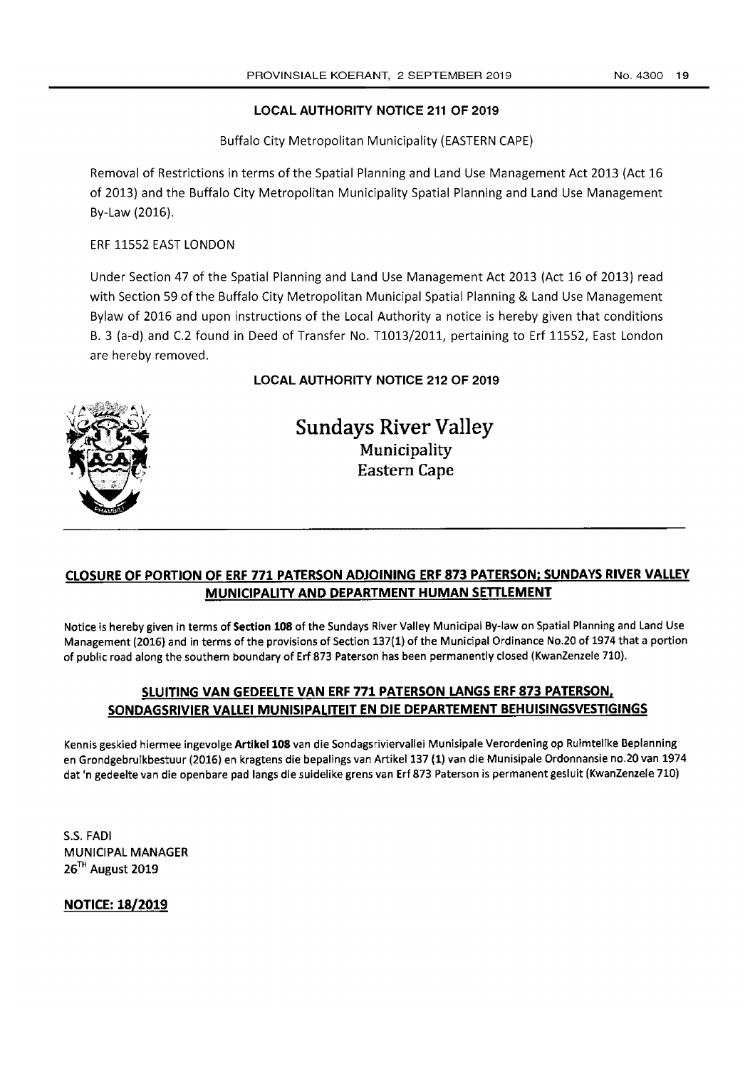## LOCAL AUTHORITY NOTICE 211 OF 2019

Buffalo City Metropolitan Municipality (EASTERN CAPE)

Removal of Restrictions in terms of the Spatial Planning and Land Use Management Act 2013 (Act 16 of 2013) and the Buffalo City Metropolitan Municipality Spatial Planning and Land Use Management By-Law (2016).

ERF 11552 EAST LONDON

Under Section 47 of the Spatial Planning and Land Use Management Act 2013 (Act 16 of 2013) read with Section 59 of the Buffalo City Metropolitan Municipal Spatial Planning & Land Use Management Bylaw of 2016 and upon instructions of the Local Authority a notice is hereby given that conditions B. 3 (a-d) and C.2 found in Deed of Transfer No. T1013/2011, pertaining to Erf 11552, East London are hereby removed.

## LOCAL AUTHORITY NOTICE 212 OF 2019

Sundays River Valley
Municipality
Eastern Cape

**CLOSURE OF PORTION OF ERF 771 PATERSON ADJOINING ERF 873 PATERSON; SUNDAYS RIVER VALLEY MUNICIPALITY AND DEPARTMENT HUMAN SETTLEMENT**

Notice is hereby given in terms of **Section 108** of the Sundays River Valley Municipal By-law on Spatial Planning and Land Use Management (2016) and in terms of the provisions of Section 137(1) of the Municipal Ordinance No.20 of 1974 that a portion of public road along the southern boundary of Erf 873 Paterson has been permanently closed (KwanZenzele 710).

**SLUITING VAN GEDEELTE VAN ERF 771 PATERSON LANGS ERF 873 PATERSON, SONDAGSRIVIER VALLEI MUNISIPALITEIT EN DIE DEPARTEMENT BEHUISINGSVESTIGINGS**

Kennis geskied hiermee ingevolge **Artikel 108** van die Sondagsriviervallei Munisipale Verordening op Ruimtelike Beplanning en Grondgebruikbestuur (2016) en kragtens die bepalings van Artikel 137 (1) van die Munisipale Ordonnansie no.20 van 1974 dat 'n gedeelte van die openbare pad langs die suidelike grens van Erf 873 Paterson is permanent gesluit (KwanZenzele 710)

S.S. FADI
MUNICIPAL MANAGER
26TH August 2019

**NOTICE: 18/2019**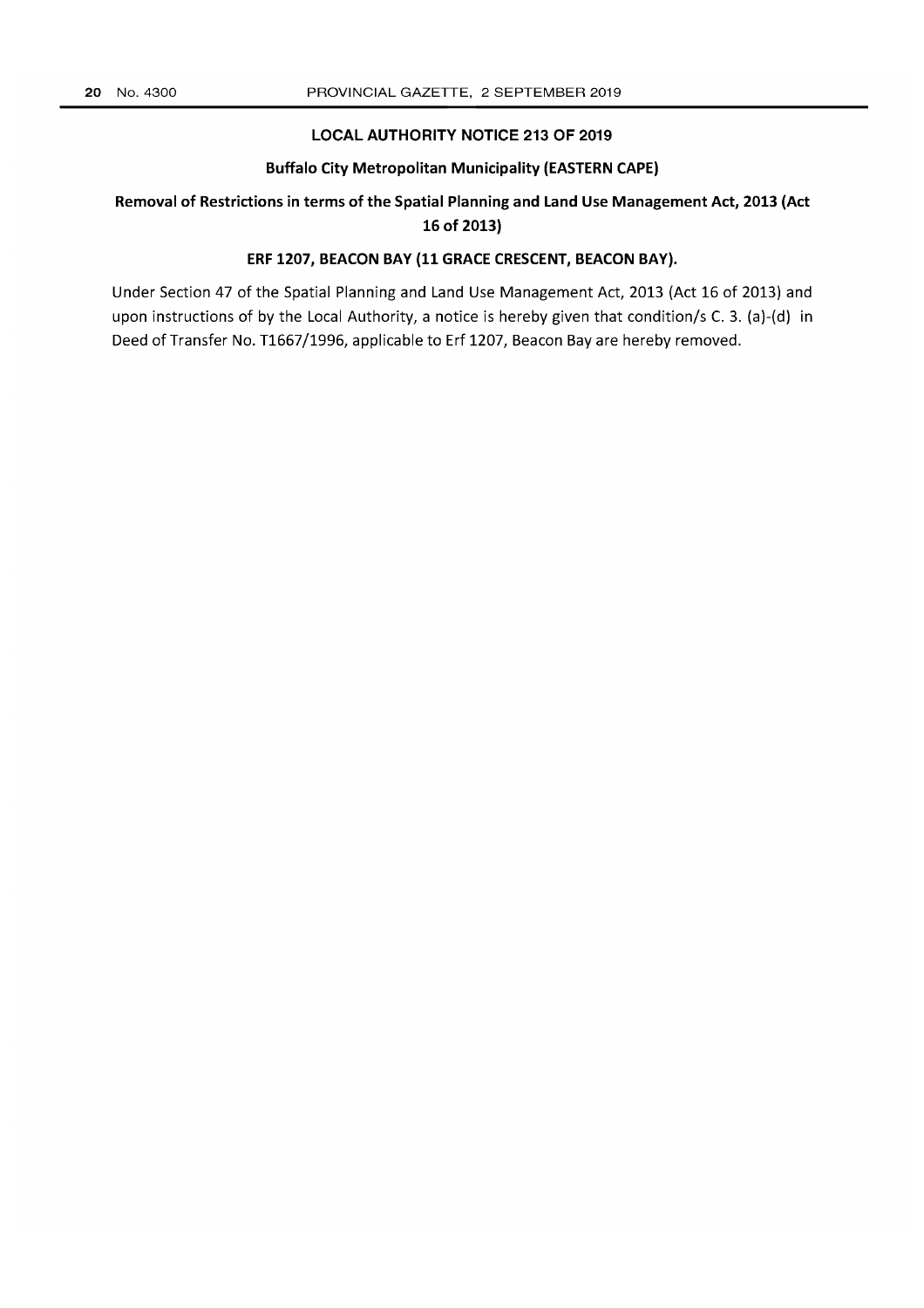## LOCAL AUTHORITY NOTICE 213 OF 2019

### Buffalo City Metropolitan Municipality (EASTERN CAPE)

### Removal of Restrictions in terms of the Spatial Planning and Land Use Management Act, 2013 (Act 16 of 2013)

### ERF 1207, BEACON BAY (11 GRACE CRESCENT, BEACON BAY).

Under Section 47 of the Spatial Planning and Land Use Management Act, 2013 (Act 16 of 2013) and upon instructions of by the Local Authority, a notice is hereby given that condition/s C. 3. (a)-(d) in Deed of Transfer No. T1667/1996, applicable to Erf 1207, Beacon Bay are hereby removed.